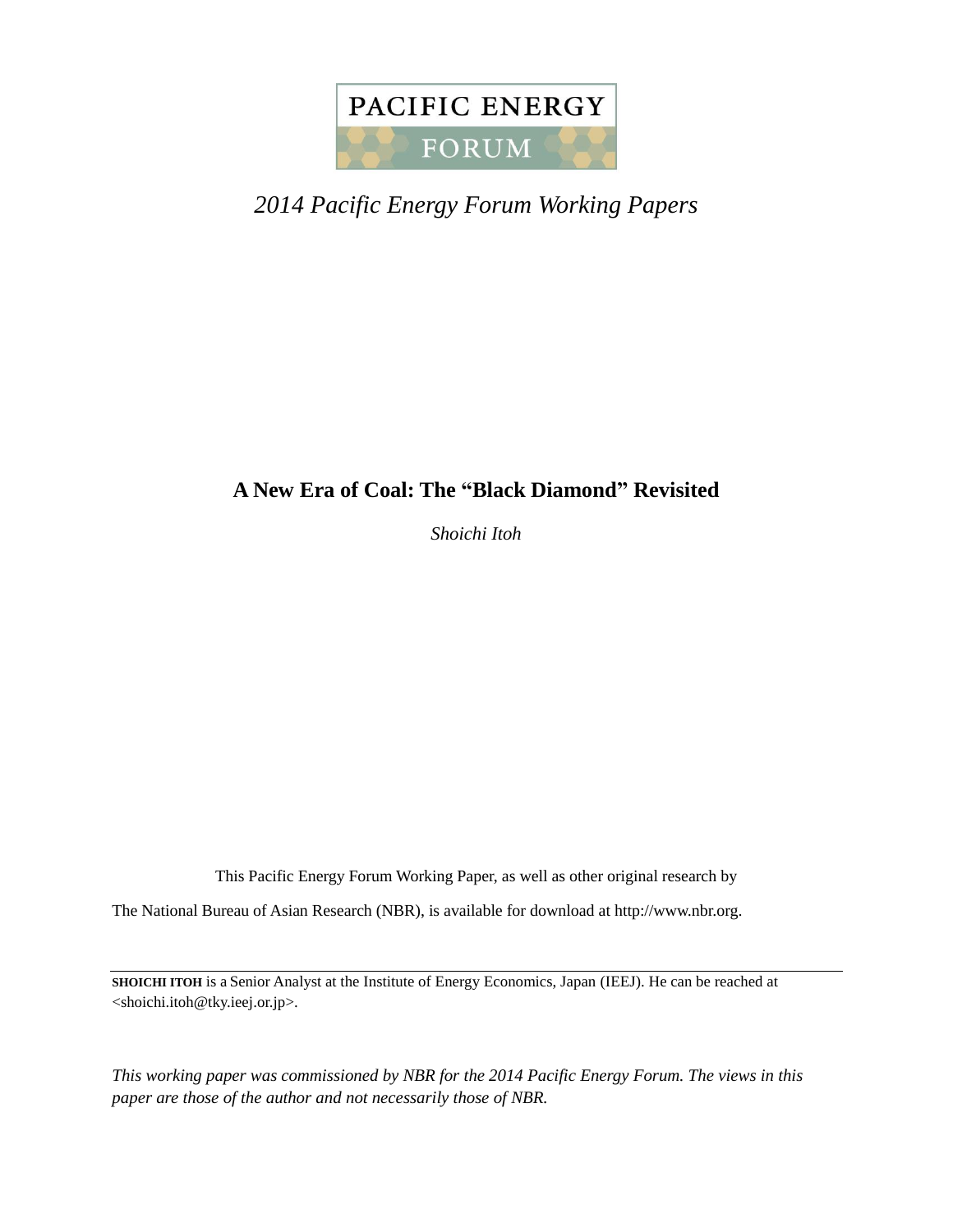PACIFIC ENERGY FORUM

*2014 Pacific Energy Forum Working Papers*

# A New Era of Coal: The "Black Diamond" Revisited

*Shoichi Itoh*

This Pacific Energy Forum Working Paper, as well as other original research by The National Bureau of Asian Research (NBR), is available for download at http://www.nbr.org.

---

**SHOICHI ITOH** is a Senior Analyst at the Institute of Energy Economics, Japan (IEEJ). He can be reached at <shoichi.itoh@tky.ieej.or.jp>.

*This working paper was commissioned by NBR for the 2014 Pacific Energy Forum. The views in this paper are those of the author and not necessarily those of NBR.*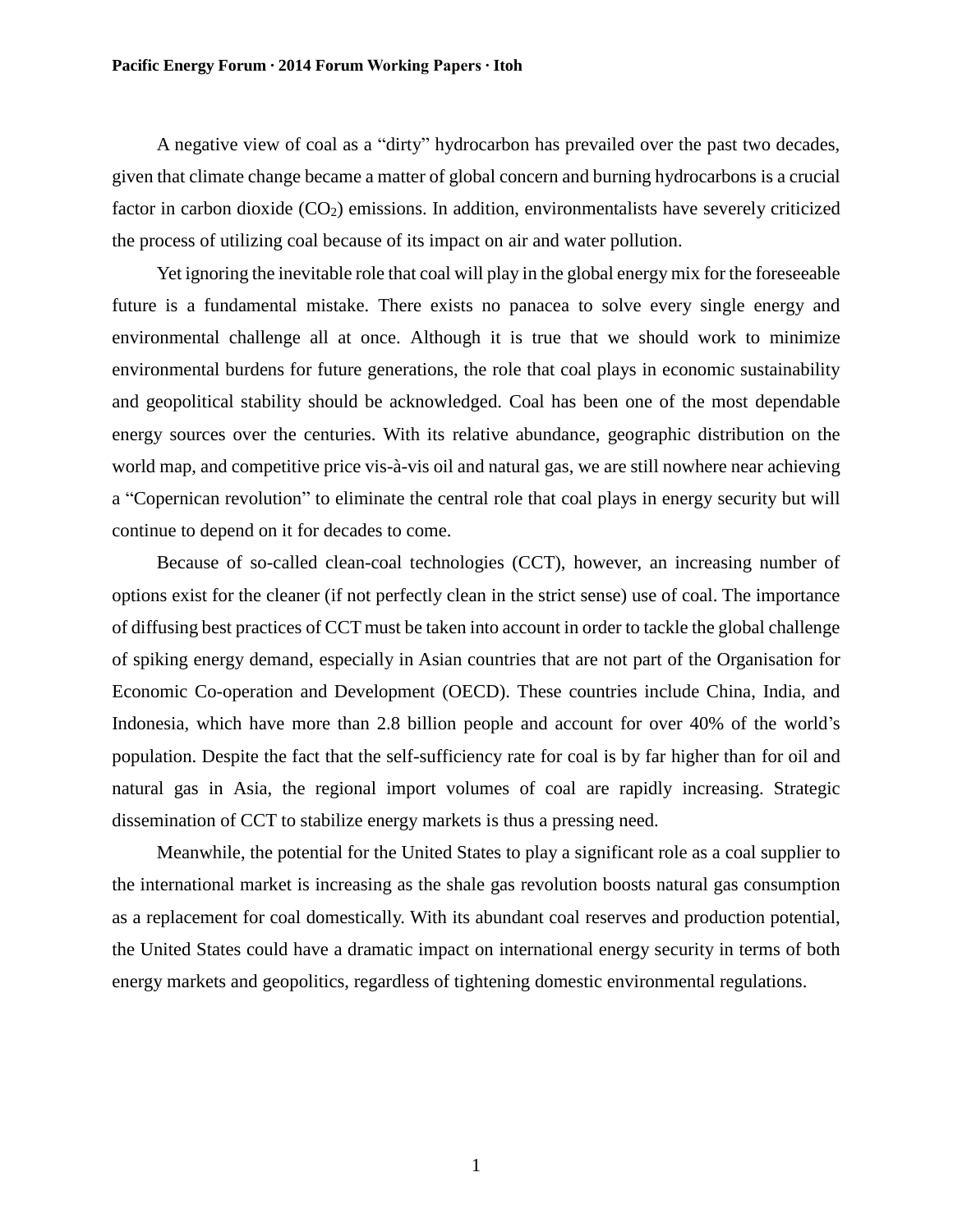A negative view of coal as a "dirty" hydrocarbon has prevailed over the past two decades, given that climate change became a matter of global concern and burning hydrocarbons is a crucial factor in carbon dioxide ($CO_2$) emissions. In addition, environmentalists have severely criticized the process of utilizing coal because of its impact on air and water pollution.

Yet ignoring the inevitable role that coal will play in the global energy mix for the foreseeable future is a fundamental mistake. There exists no panacea to solve every single energy and environmental challenge all at once. Although it is true that we should work to minimize environmental burdens for future generations, the role that coal plays in economic sustainability and geopolitical stability should be acknowledged. Coal has been one of the most dependable energy sources over the centuries. With its relative abundance, geographic distribution on the world map, and competitive price vis-à-vis oil and natural gas, we are still nowhere near achieving a "Copernican revolution" to eliminate the central role that coal plays in energy security but will continue to depend on it for decades to come.

Because of so-called clean-coal technologies (CCT), however, an increasing number of options exist for the cleaner (if not perfectly clean in the strict sense) use of coal. The importance of diffusing best practices of CCT must be taken into account in order to tackle the global challenge of spiking energy demand, especially in Asian countries that are not part of the Organisation for Economic Co-operation and Development (OECD). These countries include China, India, and Indonesia, which have more than 2.8 billion people and account for over 40% of the world's population. Despite the fact that the self-sufficiency rate for coal is by far higher than for oil and natural gas in Asia, the regional import volumes of coal are rapidly increasing. Strategic dissemination of CCT to stabilize energy markets is thus a pressing need.

Meanwhile, the potential for the United States to play a significant role as a coal supplier to the international market is increasing as the shale gas revolution boosts natural gas consumption as a replacement for coal domestically. With its abundant coal reserves and production potential, the United States could have a dramatic impact on international energy security in terms of both energy markets and geopolitics, regardless of tightening domestic environmental regulations.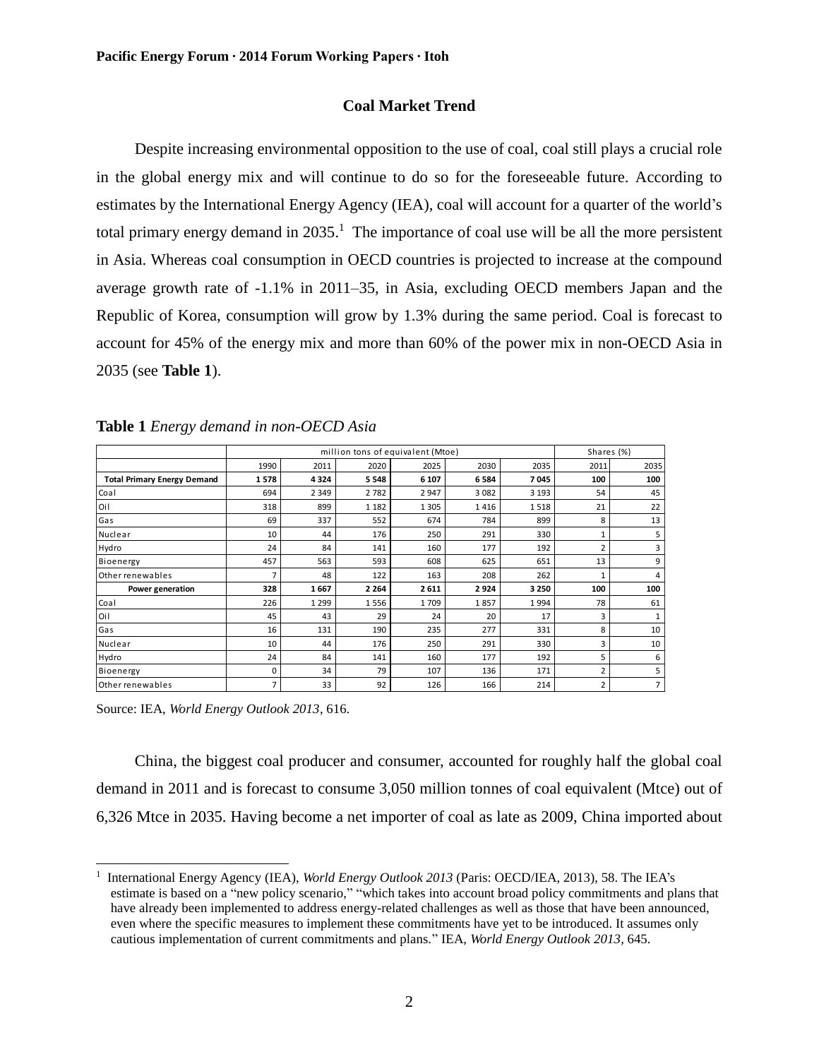## Coal Market Trend

Despite increasing environmental opposition to the use of coal, coal still plays a crucial role in the global energy mix and will continue to do so for the foreseeable future. According to estimates by the International Energy Agency (IEA), coal will account for a quarter of the world's total primary energy demand in 2035.[1] The importance of coal use will be all the more persistent in Asia. Whereas coal consumption in OECD countries is projected to increase at the compound average growth rate of -1.1% in 2011–35, in Asia, excluding OECD members Japan and the Republic of Korea, consumption will grow by 1.3% during the same period. Coal is forecast to account for 45% of the energy mix and more than 60% of the power mix in non-OECD Asia in 2035 (see **Table 1**).

**Table 1** *Energy demand in non-OECD Asia*

| | million tons of equivalent (Mtoe) | | | | | | Shares (%) | |
|---|---|---|---|---|---|---|---|---|
| | 1990 | 2011 | 2020 | 2025 | 2030 | 2035 | 2011 | 2035 |
| **Total Primary Energy Demand** | **1 578** | **4 324** | **5 548** | **6 107** | **6 584** | **7 045** | **100** | **100** |
| Coal | 694 | 2 349 | 2 782 | 2 947 | 3 082 | 3 193 | 54 | 45 |
| Oil | 318 | 899 | 1 182 | 1 305 | 1 416 | 1 518 | 21 | 22 |
| Gas | 69 | 337 | 552 | 674 | 784 | 899 | 8 | 13 |
| Nuclear | 10 | 44 | 176 | 250 | 291 | 330 | 1 | 5 |
| Hydro | 24 | 84 | 141 | 160 | 177 | 192 | 2 | 3 |
| Bioenergy | 457 | 563 | 593 | 608 | 625 | 651 | 13 | 9 |
| Other renewables | 7 | 48 | 122 | 163 | 208 | 262 | 1 | 4 |
| **Power generation** | **328** | **1 667** | **2 264** | **2 611** | **2 924** | **3 250** | **100** | **100** |
| Coal | 226 | 1 299 | 1 556 | 1 709 | 1 857 | 1 994 | 78 | 61 |
| Oil | 45 | 43 | 29 | 24 | 20 | 17 | 3 | 1 |
| Gas | 16 | 131 | 190 | 235 | 277 | 331 | 8 | 10 |
| Nuclear | 10 | 44 | 176 | 250 | 291 | 330 | 3 | 10 |
| Hydro | 24 | 84 | 141 | 160 | 177 | 192 | 5 | 6 |
| Bioenergy | 0 | 34 | 79 | 107 | 136 | 171 | 2 | 5 |
| Other renewables | 7 | 33 | 92 | 126 | 166 | 214 | 2 | 7 |

Source: IEA, *World Energy Outlook 2013*, 616.

China, the biggest coal producer and consumer, accounted for roughly half the global coal demand in 2011 and is forecast to consume 3,050 million tonnes of coal equivalent (Mtce) out of 6,326 Mtce in 2035. Having become a net importer of coal as late as 2009, China imported about

[1] International Energy Agency (IEA), *World Energy Outlook 2013* (Paris: OECD/IEA, 2013), 58. The IEA's estimate is based on a "new policy scenario," "which takes into account broad policy commitments and plans that have already been implemented to address energy-related challenges as well as those that have been announced, even where the specific measures to implement these commitments have yet to be introduced. It assumes only cautious implementation of current commitments and plans." IEA, *World Energy Outlook 2013*, 645.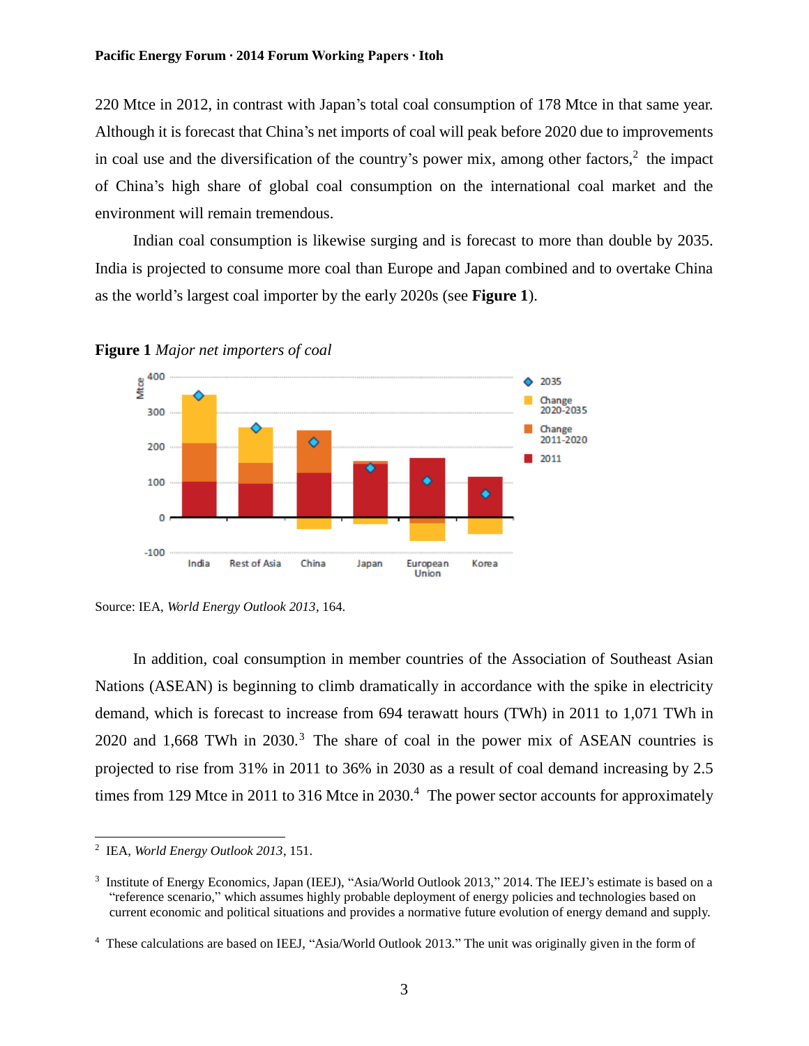220 Mtce in 2012, in contrast with Japan's total coal consumption of 178 Mtce in that same year. Although it is forecast that China's net imports of coal will peak before 2020 due to improvements in coal use and the diversification of the country's power mix, among other factors,[2] the impact of China's high share of global coal consumption on the international coal market and the environment will remain tremendous.

Indian coal consumption is likewise surging and is forecast to more than double by 2035. India is projected to consume more coal than Europe and Japan combined and to overtake China as the world's largest coal importer by the early 2020s (see **Figure 1**).

**Figure 1** *Major net importers of coal*

Source: IEA, *World Energy Outlook 2013*, 164.

In addition, coal consumption in member countries of the Association of Southeast Asian Nations (ASEAN) is beginning to climb dramatically in accordance with the spike in electricity demand, which is forecast to increase from 694 terawatt hours (TWh) in 2011 to 1,071 TWh in 2020 and 1,668 TWh in 2030.[3] The share of coal in the power mix of ASEAN countries is projected to rise from 31% in 2011 to 36% in 2030 as a result of coal demand increasing by 2.5 times from 129 Mtce in 2011 to 316 Mtce in 2030.[4] The power sector accounts for approximately

---

[2] IEA, *World Energy Outlook 2013*, 151.

[3] Institute of Energy Economics, Japan (IEEJ), "Asia/World Outlook 2013," 2014. The IEEJ's estimate is based on a "reference scenario," which assumes highly probable deployment of energy policies and technologies based on current economic and political situations and provides a normative future evolution of energy demand and supply.

[4] These calculations are based on IEEJ, "Asia/World Outlook 2013." The unit was originally given in the form of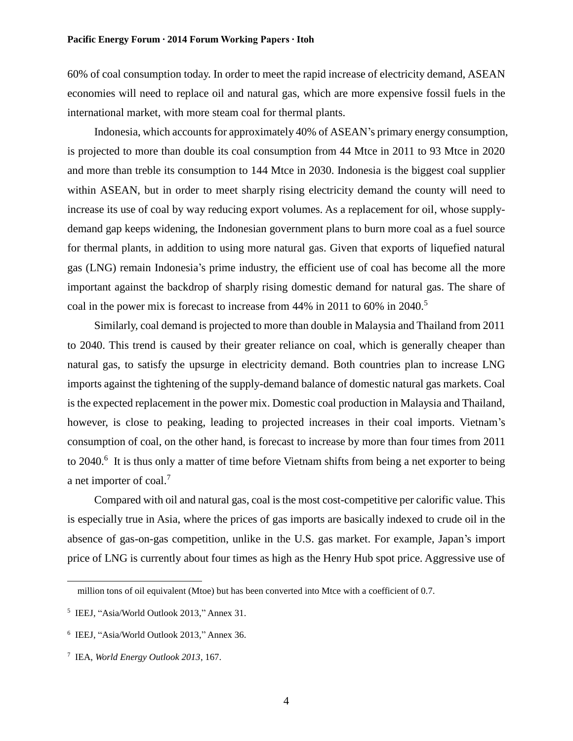60% of coal consumption today. In order to meet the rapid increase of electricity demand, ASEAN economies will need to replace oil and natural gas, which are more expensive fossil fuels in the international market, with more steam coal for thermal plants.

Indonesia, which accounts for approximately 40% of ASEAN's primary energy consumption, is projected to more than double its coal consumption from 44 Mtce in 2011 to 93 Mtce in 2020 and more than treble its consumption to 144 Mtce in 2030. Indonesia is the biggest coal supplier within ASEAN, but in order to meet sharply rising electricity demand the county will need to increase its use of coal by way reducing export volumes. As a replacement for oil, whose supply-demand gap keeps widening, the Indonesian government plans to burn more coal as a fuel source for thermal plants, in addition to using more natural gas. Given that exports of liquefied natural gas (LNG) remain Indonesia's prime industry, the efficient use of coal has become all the more important against the backdrop of sharply rising domestic demand for natural gas. The share of coal in the power mix is forecast to increase from 44% in 2011 to 60% in 2040.[5]

Similarly, coal demand is projected to more than double in Malaysia and Thailand from 2011 to 2040. This trend is caused by their greater reliance on coal, which is generally cheaper than natural gas, to satisfy the upsurge in electricity demand. Both countries plan to increase LNG imports against the tightening of the supply-demand balance of domestic natural gas markets. Coal is the expected replacement in the power mix. Domestic coal production in Malaysia and Thailand, however, is close to peaking, leading to projected increases in their coal imports. Vietnam's consumption of coal, on the other hand, is forecast to increase by more than four times from 2011 to 2040.[6] It is thus only a matter of time before Vietnam shifts from being a net exporter to being a net importer of coal.[7]

Compared with oil and natural gas, coal is the most cost-competitive per calorific value. This is especially true in Asia, where the prices of gas imports are basically indexed to crude oil in the absence of gas-on-gas competition, unlike in the U.S. gas market. For example, Japan's import price of LNG is currently about four times as high as the Henry Hub spot price. Aggressive use of

---

million tons of oil equivalent (Mtoe) but has been converted into Mtce with a coefficient of 0.7.

[5] IEEJ, "Asia/World Outlook 2013," Annex 31.

[6] IEEJ, "Asia/World Outlook 2013," Annex 36.

[7] IEA, *World Energy Outlook 2013*, 167.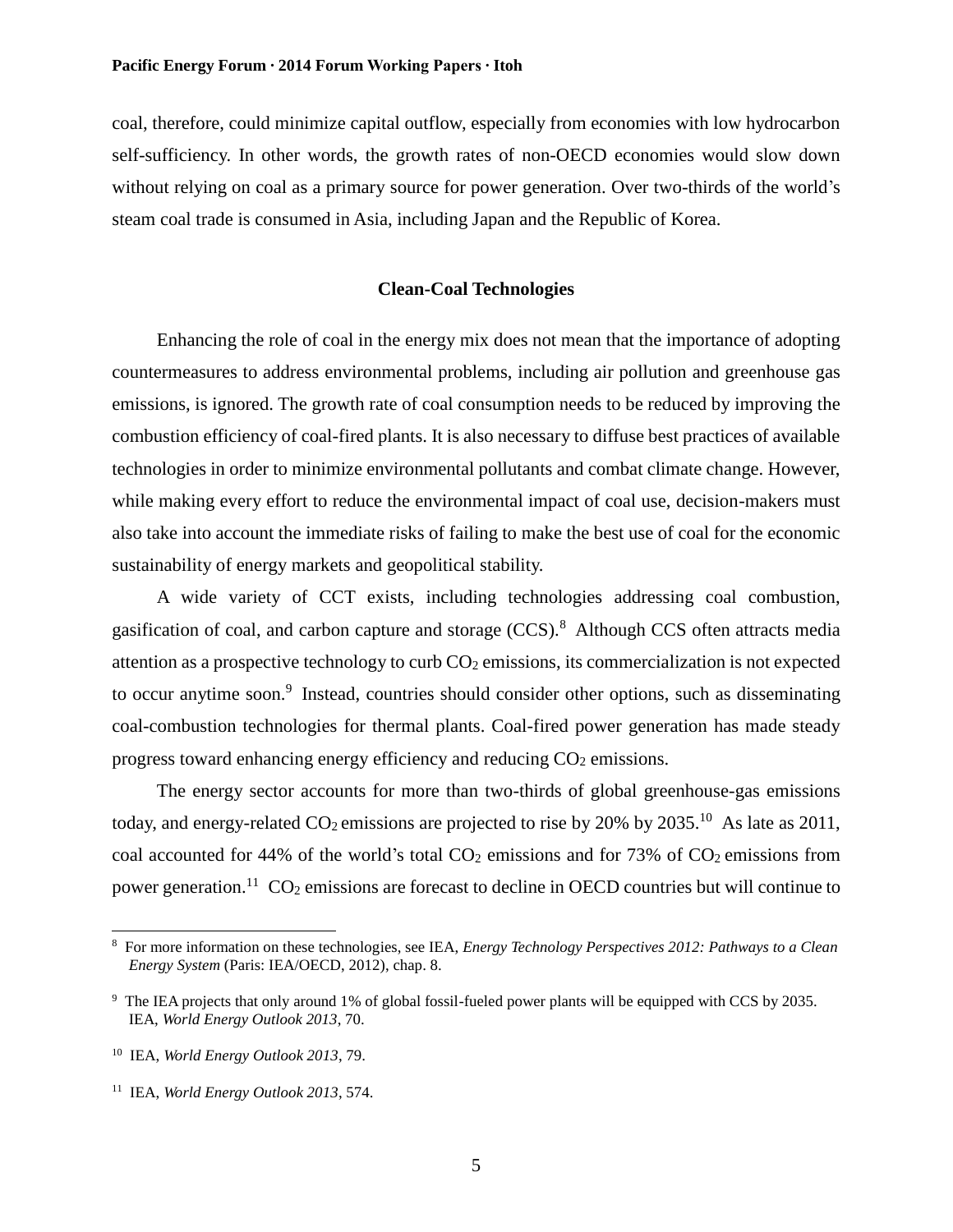coal, therefore, could minimize capital outflow, especially from economies with low hydrocarbon self-sufficiency. In other words, the growth rates of non-OECD economies would slow down without relying on coal as a primary source for power generation. Over two-thirds of the world's steam coal trade is consumed in Asia, including Japan and the Republic of Korea.

## Clean-Coal Technologies

Enhancing the role of coal in the energy mix does not mean that the importance of adopting countermeasures to address environmental problems, including air pollution and greenhouse gas emissions, is ignored. The growth rate of coal consumption needs to be reduced by improving the combustion efficiency of coal-fired plants. It is also necessary to diffuse best practices of available technologies in order to minimize environmental pollutants and combat climate change. However, while making every effort to reduce the environmental impact of coal use, decision-makers must also take into account the immediate risks of failing to make the best use of coal for the economic sustainability of energy markets and geopolitical stability.

A wide variety of CCT exists, including technologies addressing coal combustion, gasification of coal, and carbon capture and storage (CCS).[8] Although CCS often attracts media attention as a prospective technology to curb $CO_2$ emissions, its commercialization is not expected to occur anytime soon.[9] Instead, countries should consider other options, such as disseminating coal-combustion technologies for thermal plants. Coal-fired power generation has made steady progress toward enhancing energy efficiency and reducing $CO_2$ emissions.

The energy sector accounts for more than two-thirds of global greenhouse-gas emissions today, and energy-related $CO_2$ emissions are projected to rise by 20% by 2035.[10] As late as 2011, coal accounted for 44% of the world's total $CO_2$ emissions and for 73% of $CO_2$ emissions from power generation.[11] $CO_2$ emissions are forecast to decline in OECD countries but will continue to

---

[8] For more information on these technologies, see IEA, *Energy Technology Perspectives 2012: Pathways to a Clean Energy System* (Paris: IEA/OECD, 2012), chap. 8.

[9] The IEA projects that only around 1% of global fossil-fueled power plants will be equipped with CCS by 2035. IEA, *World Energy Outlook 2013*, 70.

[10] IEA, *World Energy Outlook 2013*, 79.

[11] IEA, *World Energy Outlook 2013*, 574.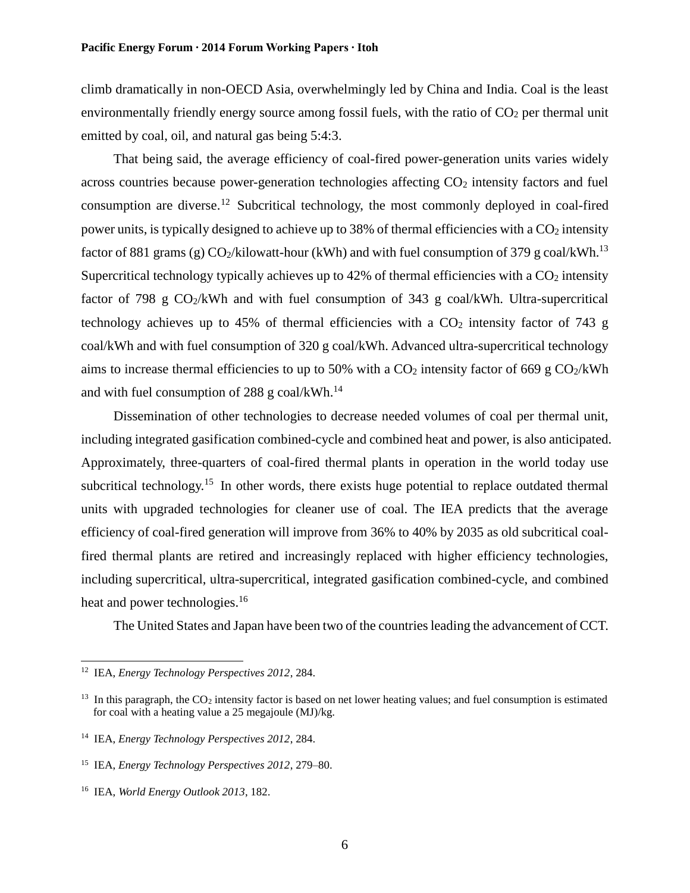climb dramatically in non-OECD Asia, overwhelmingly led by China and India. Coal is the least environmentally friendly energy source among fossil fuels, with the ratio of $CO_2$ per thermal unit emitted by coal, oil, and natural gas being 5:4:3.

That being said, the average efficiency of coal-fired power-generation units varies widely across countries because power-generation technologies affecting $CO_2$ intensity factors and fuel consumption are diverse.[12] Subcritical technology, the most commonly deployed in coal-fired power units, is typically designed to achieve up to 38% of thermal efficiencies with a $CO_2$ intensity factor of 881 grams (g) $CO_2$/kilowatt-hour (kWh) and with fuel consumption of 379 g coal/kWh.[13] Supercritical technology typically achieves up to 42% of thermal efficiencies with a $CO_2$ intensity factor of 798 g $CO_2$/kWh and with fuel consumption of 343 g coal/kWh. Ultra-supercritical technology achieves up to 45% of thermal efficiencies with a $CO_2$ intensity factor of 743 g coal/kWh and with fuel consumption of 320 g coal/kWh. Advanced ultra-supercritical technology aims to increase thermal efficiencies to up to 50% with a $CO_2$ intensity factor of 669 g $CO_2$/kWh and with fuel consumption of 288 g coal/kWh.[14]

Dissemination of other technologies to decrease needed volumes of coal per thermal unit, including integrated gasification combined-cycle and combined heat and power, is also anticipated. Approximately, three-quarters of coal-fired thermal plants in operation in the world today use subcritical technology.[15] In other words, there exists huge potential to replace outdated thermal units with upgraded technologies for cleaner use of coal. The IEA predicts that the average efficiency of coal-fired generation will improve from 36% to 40% by 2035 as old subcritical coal-fired thermal plants are retired and increasingly replaced with higher efficiency technologies, including supercritical, ultra-supercritical, integrated gasification combined-cycle, and combined heat and power technologies.[16]

The United States and Japan have been two of the countries leading the advancement of CCT.

---

[12] IEA, *Energy Technology Perspectives 2012*, 284.

[13] In this paragraph, the $CO_2$ intensity factor is based on net lower heating values; and fuel consumption is estimated for coal with a heating value a 25 megajoule (MJ)/kg.

[14] IEA, *Energy Technology Perspectives 2012*, 284.

[15] IEA, *Energy Technology Perspectives 2012*, 279–80.

[16] IEA, *World Energy Outlook 2013*, 182.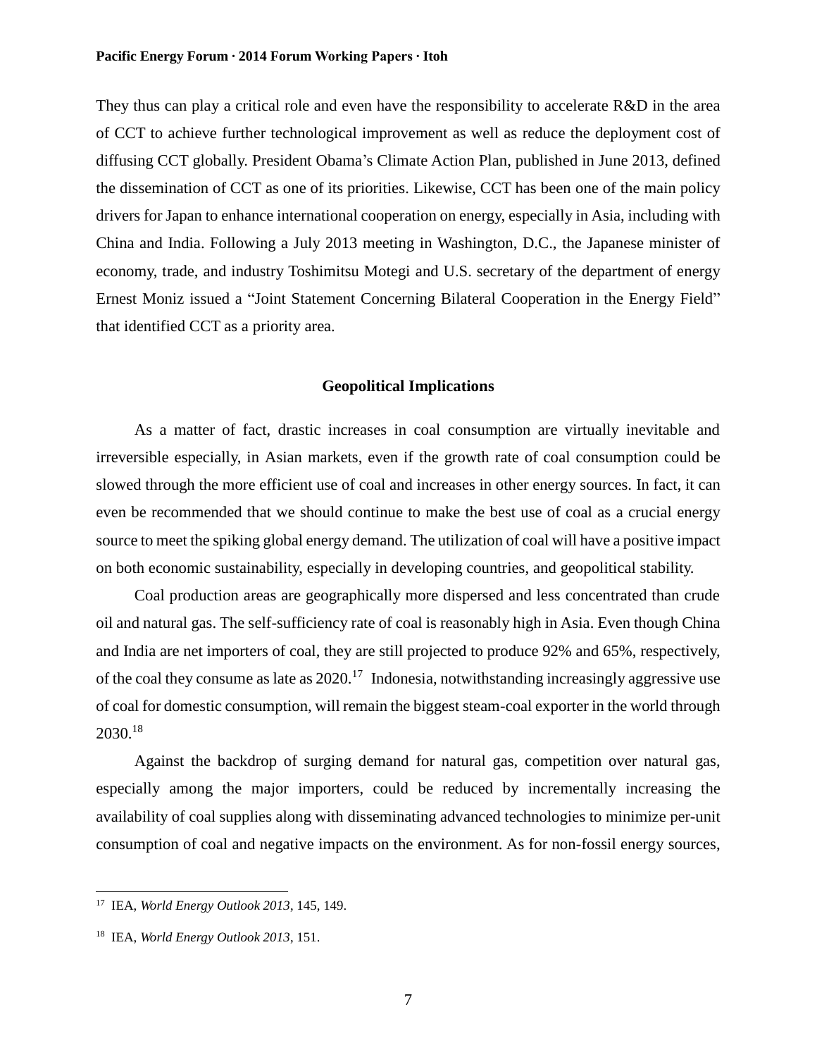They thus can play a critical role and even have the responsibility to accelerate R&D in the area of CCT to achieve further technological improvement as well as reduce the deployment cost of diffusing CCT globally. President Obama's Climate Action Plan, published in June 2013, defined the dissemination of CCT as one of its priorities. Likewise, CCT has been one of the main policy drivers for Japan to enhance international cooperation on energy, especially in Asia, including with China and India. Following a July 2013 meeting in Washington, D.C., the Japanese minister of economy, trade, and industry Toshimitsu Motegi and U.S. secretary of the department of energy Ernest Moniz issued a "Joint Statement Concerning Bilateral Cooperation in the Energy Field" that identified CCT as a priority area.

## Geopolitical Implications

As a matter of fact, drastic increases in coal consumption are virtually inevitable and irreversible especially, in Asian markets, even if the growth rate of coal consumption could be slowed through the more efficient use of coal and increases in other energy sources. In fact, it can even be recommended that we should continue to make the best use of coal as a crucial energy source to meet the spiking global energy demand. The utilization of coal will have a positive impact on both economic sustainability, especially in developing countries, and geopolitical stability.

Coal production areas are geographically more dispersed and less concentrated than crude oil and natural gas. The self-sufficiency rate of coal is reasonably high in Asia. Even though China and India are net importers of coal, they are still projected to produce 92% and 65%, respectively, of the coal they consume as late as 2020.[17] Indonesia, notwithstanding increasingly aggressive use of coal for domestic consumption, will remain the biggest steam-coal exporter in the world through 2030.[18]

Against the backdrop of surging demand for natural gas, competition over natural gas, especially among the major importers, could be reduced by incrementally increasing the availability of coal supplies along with disseminating advanced technologies to minimize per-unit consumption of coal and negative impacts on the environment. As for non-fossil energy sources,

---

[17] IEA, *World Energy Outlook 2013*, 145, 149.

[18] IEA, *World Energy Outlook 2013*, 151.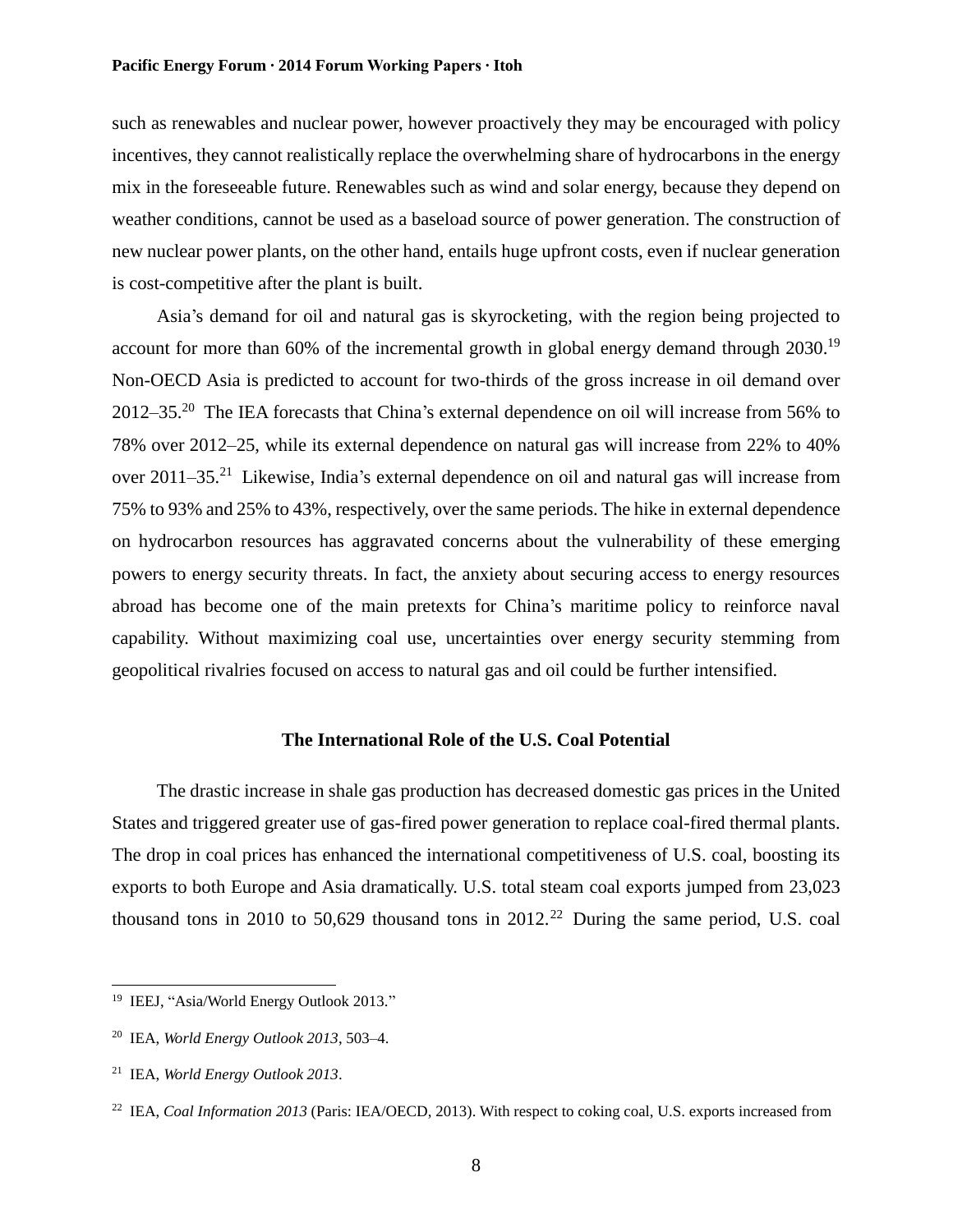such as renewables and nuclear power, however proactively they may be encouraged with policy incentives, they cannot realistically replace the overwhelming share of hydrocarbons in the energy mix in the foreseeable future. Renewables such as wind and solar energy, because they depend on weather conditions, cannot be used as a baseload source of power generation. The construction of new nuclear power plants, on the other hand, entails huge upfront costs, even if nuclear generation is cost-competitive after the plant is built.

Asia's demand for oil and natural gas is skyrocketing, with the region being projected to account for more than 60% of the incremental growth in global energy demand through 2030.[19] Non-OECD Asia is predicted to account for two-thirds of the gross increase in oil demand over 2012–35.[20] The IEA forecasts that China's external dependence on oil will increase from 56% to 78% over 2012–25, while its external dependence on natural gas will increase from 22% to 40% over 2011–35.[21] Likewise, India's external dependence on oil and natural gas will increase from 75% to 93% and 25% to 43%, respectively, over the same periods. The hike in external dependence on hydrocarbon resources has aggravated concerns about the vulnerability of these emerging powers to energy security threats. In fact, the anxiety about securing access to energy resources abroad has become one of the main pretexts for China's maritime policy to reinforce naval capability. Without maximizing coal use, uncertainties over energy security stemming from geopolitical rivalries focused on access to natural gas and oil could be further intensified.

## The International Role of the U.S. Coal Potential

The drastic increase in shale gas production has decreased domestic gas prices in the United States and triggered greater use of gas-fired power generation to replace coal-fired thermal plants. The drop in coal prices has enhanced the international competitiveness of U.S. coal, boosting its exports to both Europe and Asia dramatically. U.S. total steam coal exports jumped from 23,023 thousand tons in 2010 to 50,629 thousand tons in 2012.[22] During the same period, U.S. coal

---

[19] IEEJ, "Asia/World Energy Outlook 2013."

[20] IEA, *World Energy Outlook 2013*, 503–4.

[21] IEA, *World Energy Outlook 2013*.

[22] IEA, *Coal Information 2013* (Paris: IEA/OECD, 2013). With respect to coking coal, U.S. exports increased from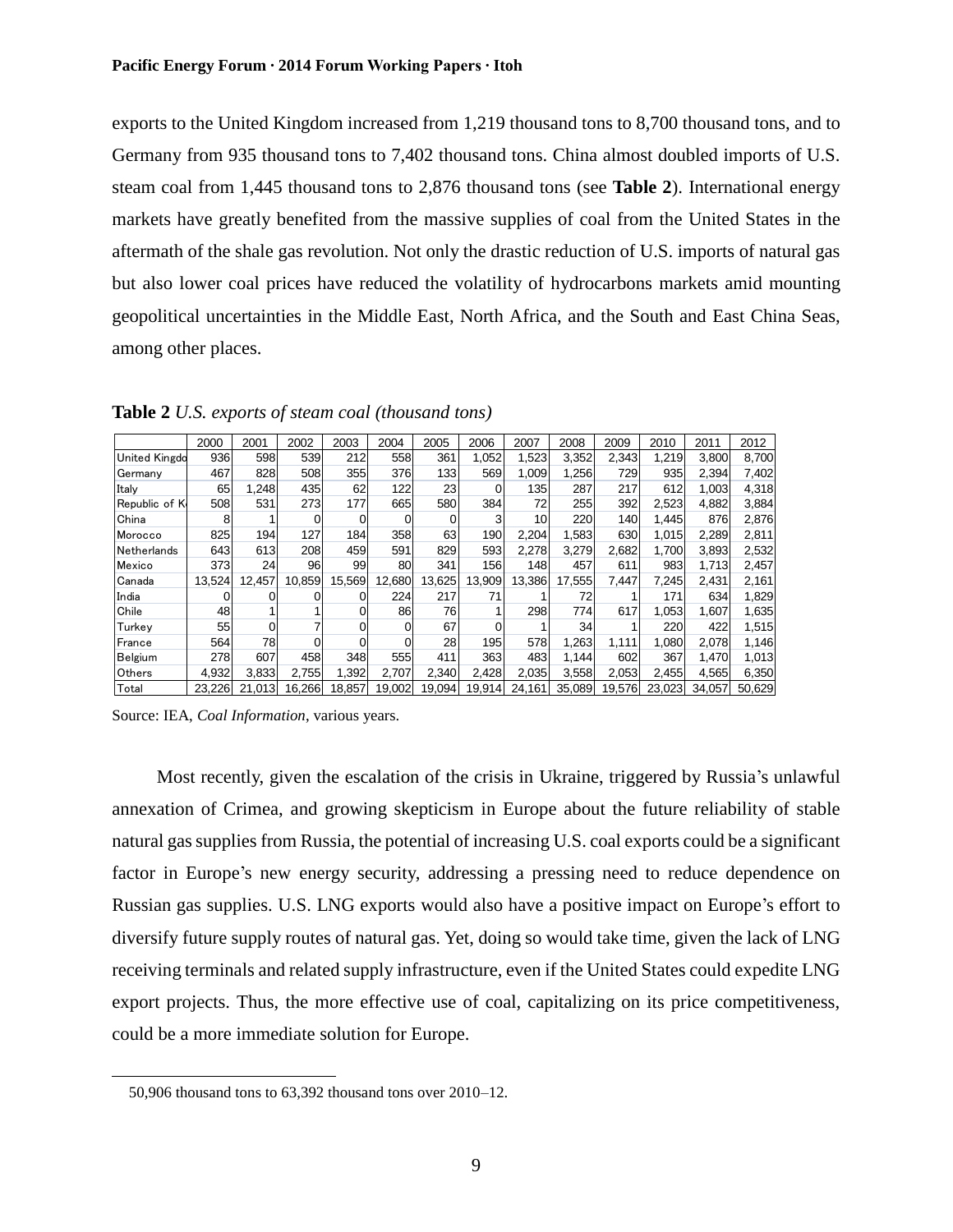exports to the United Kingdom increased from 1,219 thousand tons to 8,700 thousand tons, and to Germany from 935 thousand tons to 7,402 thousand tons. China almost doubled imports of U.S. steam coal from 1,445 thousand tons to 2,876 thousand tons (see **Table 2**). International energy markets have greatly benefited from the massive supplies of coal from the United States in the aftermath of the shale gas revolution. Not only the drastic reduction of U.S. imports of natural gas but also lower coal prices have reduced the volatility of hydrocarbons markets amid mounting geopolitical uncertainties in the Middle East, North Africa, and the South and East China Seas, among other places.

**Table 2** *U.S. exports of steam coal (thousand tons)*

| | 2000 | 2001 | 2002 | 2003 | 2004 | 2005 | 2006 | 2007 | 2008 | 2009 | 2010 | 2011 | 2012 |
|---|---|---|---|---|---|---|---|---|---|---|---|---|---|
| United Kingdo | 936 | 598 | 539 | 212 | 558 | 361 | 1,052 | 1,523 | 3,352 | 2,343 | 1,219 | 3,800 | 8,700 |
| Germany | 467 | 828 | 508 | 355 | 376 | 133 | 569 | 1,009 | 1,256 | 729 | 935 | 2,394 | 7,402 |
| Italy | 65 | 1,248 | 435 | 62 | 122 | 23 | 0 | 135 | 287 | 217 | 612 | 1,003 | 4,318 |
| Republic of K | 508 | 531 | 273 | 177 | 665 | 580 | 384 | 72 | 255 | 392 | 2,523 | 4,882 | 3,884 |
| China | 8 | 1 | 0 | 0 | 0 | 0 | 3 | 10 | 220 | 140 | 1,445 | 876 | 2,876 |
| Morocco | 825 | 194 | 127 | 184 | 358 | 63 | 190 | 2,204 | 1,583 | 630 | 1,015 | 2,289 | 2,811 |
| Netherlands | 643 | 613 | 208 | 459 | 591 | 829 | 593 | 2,278 | 3,279 | 2,682 | 1,700 | 3,893 | 2,532 |
| Mexico | 373 | 24 | 96 | 99 | 80 | 341 | 156 | 148 | 457 | 611 | 983 | 1,713 | 2,457 |
| Canada | 13,524 | 12,457 | 10,859 | 15,569 | 12,680 | 13,625 | 13,909 | 13,386 | 17,555 | 7,447 | 7,245 | 2,431 | 2,161 |
| India | 0 | 0 | 0 | 0 | 224 | 217 | 71 | 1 | 72 | 1 | 171 | 634 | 1,829 |
| Chile | 48 | 1 | 1 | 0 | 86 | 76 | 1 | 298 | 774 | 617 | 1,053 | 1,607 | 1,635 |
| Turkey | 55 | 0 | 7 | 0 | 0 | 67 | 0 | 1 | 34 | 1 | 220 | 422 | 1,515 |
| France | 564 | 78 | 0 | 0 | 0 | 28 | 195 | 578 | 1,263 | 1,111 | 1,080 | 2,078 | 1,146 |
| Belgium | 278 | 607 | 458 | 348 | 555 | 411 | 363 | 483 | 1,144 | 602 | 367 | 1,470 | 1,013 |
| Others | 4,932 | 3,833 | 2,755 | 1,392 | 2,707 | 2,340 | 2,428 | 2,035 | 3,558 | 2,053 | 2,455 | 4,565 | 6,350 |
| Total | 23,226 | 21,013 | 16,266 | 18,857 | 19,002 | 19,094 | 19,914 | 24,161 | 35,089 | 19,576 | 23,023 | 34,057 | 50,629 |

Source: IEA, *Coal Information*, various years.

Most recently, given the escalation of the crisis in Ukraine, triggered by Russia's unlawful annexation of Crimea, and growing skepticism in Europe about the future reliability of stable natural gas supplies from Russia, the potential of increasing U.S. coal exports could be a significant factor in Europe's new energy security, addressing a pressing need to reduce dependence on Russian gas supplies. U.S. LNG exports would also have a positive impact on Europe's effort to diversify future supply routes of natural gas. Yet, doing so would take time, given the lack of LNG receiving terminals and related supply infrastructure, even if the United States could expedite LNG export projects. Thus, the more effective use of coal, capitalizing on its price competitiveness, could be a more immediate solution for Europe.

---

50,906 thousand tons to 63,392 thousand tons over 2010–12.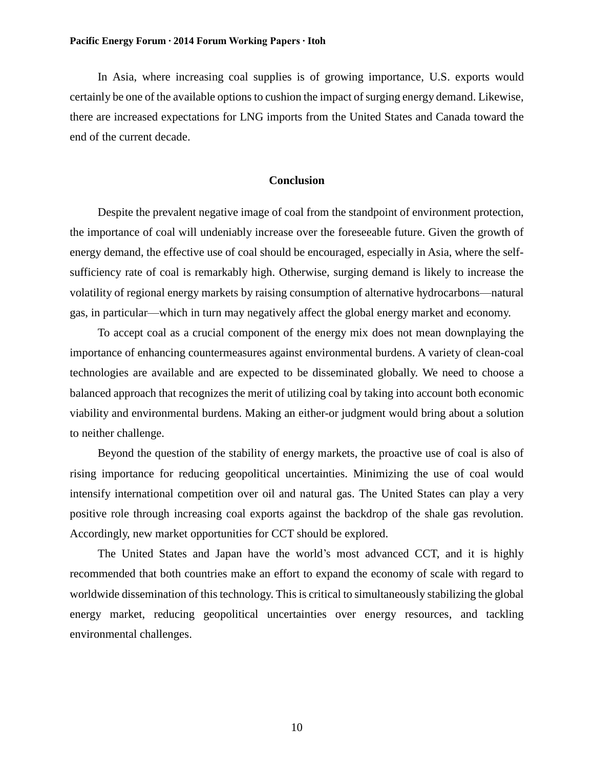In Asia, where increasing coal supplies is of growing importance, U.S. exports would certainly be one of the available options to cushion the impact of surging energy demand. Likewise, there are increased expectations for LNG imports from the United States and Canada toward the end of the current decade.

## Conclusion

Despite the prevalent negative image of coal from the standpoint of environment protection, the importance of coal will undeniably increase over the foreseeable future. Given the growth of energy demand, the effective use of coal should be encouraged, especially in Asia, where the self-sufficiency rate of coal is remarkably high. Otherwise, surging demand is likely to increase the volatility of regional energy markets by raising consumption of alternative hydrocarbons—natural gas, in particular—which in turn may negatively affect the global energy market and economy.

To accept coal as a crucial component of the energy mix does not mean downplaying the importance of enhancing countermeasures against environmental burdens. A variety of clean-coal technologies are available and are expected to be disseminated globally. We need to choose a balanced approach that recognizes the merit of utilizing coal by taking into account both economic viability and environmental burdens. Making an either-or judgment would bring about a solution to neither challenge.

Beyond the question of the stability of energy markets, the proactive use of coal is also of rising importance for reducing geopolitical uncertainties. Minimizing the use of coal would intensify international competition over oil and natural gas. The United States can play a very positive role through increasing coal exports against the backdrop of the shale gas revolution. Accordingly, new market opportunities for CCT should be explored.

The United States and Japan have the world's most advanced CCT, and it is highly recommended that both countries make an effort to expand the economy of scale with regard to worldwide dissemination of this technology. This is critical to simultaneously stabilizing the global energy market, reducing geopolitical uncertainties over energy resources, and tackling environmental challenges.